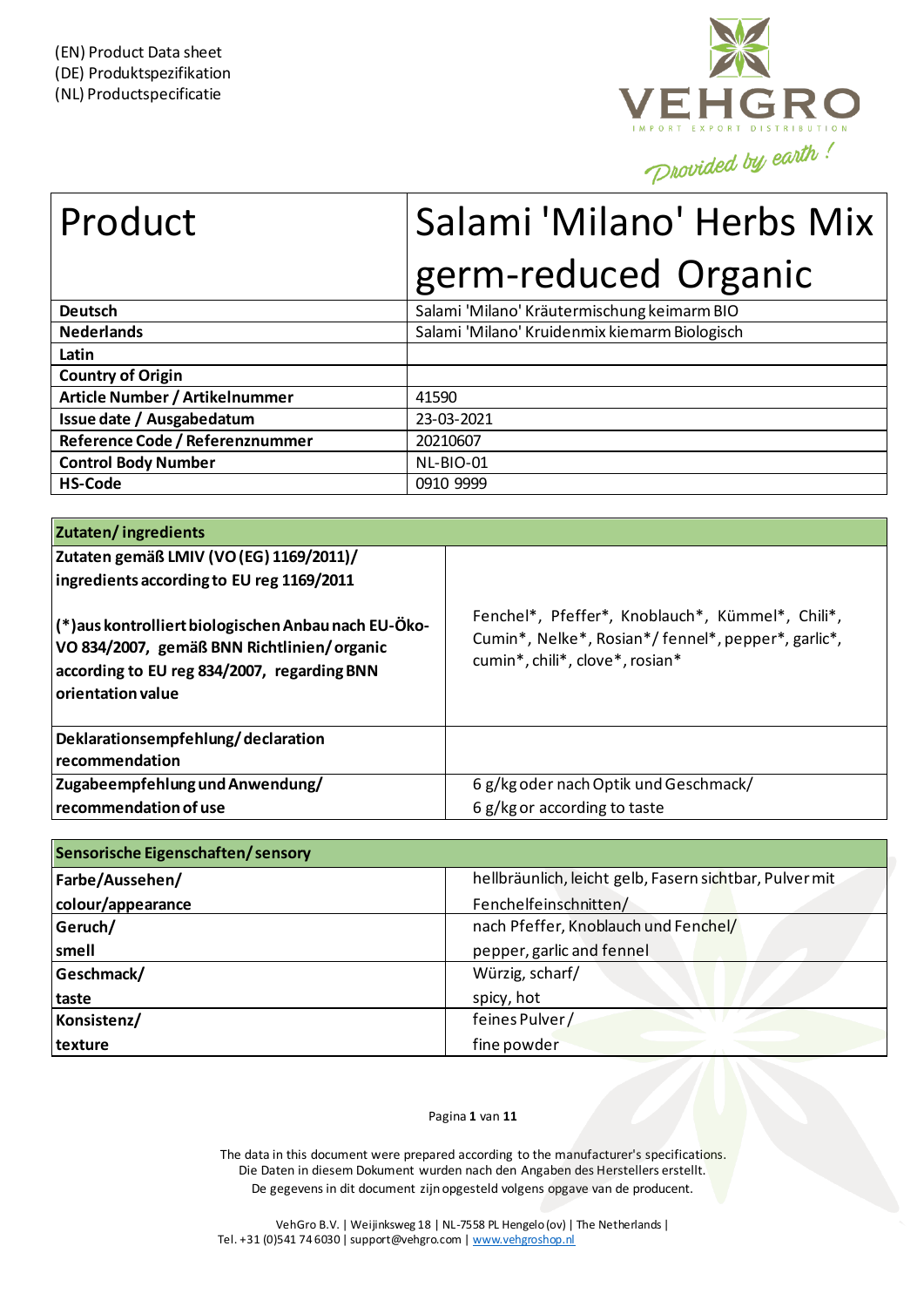(EN) Product Data sheet
(DE) Produktspezifikation
(NL) Productspecificatie

VEHGRO
IMPORT EXPORT DISTRIBUTION
Provided by earth!

| Product | Salami 'Milano' Herbs Mix germ-reduced Organic |
|---|---|
| **Deutsch** | Salami 'Milano' Kräutermischung keimarm BIO |
| **Nederlands** | Salami 'Milano' Kruidenmix kiemarm Biologisch |
| **Latin** | |
| **Country of Origin** | |
| **Article Number / Artikelnummer** | 41590 |
| **Issue date / Ausgabedatum** | 23-03-2021 |
| **Reference Code / Referenznummer** | 20210607 |
| **Control Body Number** | NL-BIO-01 |
| **HS-Code** | 0910 9999 |

| **Zutaten/ ingredients** | |
|---|---|
| **Zutaten gemäß LMIV (VO (EG) 1169/2011)/ ingredients according to EU reg 1169/2011**<br><br>**(*)aus kontrolliert biologischen Anbau nach EU-Öko-VO 834/2007, gemäß BNN Richtlinien/ organic according to EU reg 834/2007, regarding BNN orientation value** | Fenchel*, Pfeffer*, Knoblauch*, Kümmel*, Chili*, Cumin*, Nelke*, Rosian*/ fennel*, pepper*, garlic*, cumin*, chili*, clove*, rosian* |
| **Deklarationsempfehlung/ declaration recommendation** | |
| **Zugabeempfehlung und Anwendung/ recommendation of use** | 6 g/kg oder nach Optik und Geschmack/<br>6 g/kg or according to taste |

| **Sensorische Eigenschaften/ sensory** | |
|---|---|
| **Farbe/Aussehen/ colour/appearance** | hellbräunlich, leicht gelb, Fasern sichtbar, Pulver mit Fenchelfeinschnitten/ |
| **Geruch/ smell** | nach Pfeffer, Knoblauch und Fenchel/<br>pepper, garlic and fennel |
| **Geschmack/ taste** | Würzig, scharf/<br>spicy, hot |
| **Konsistenz/ texture** | feines Pulver /<br>fine powder |

The data in this document were prepared according to the manufacturer's specifications.
Die Daten in diesem Dokument wurden nach den Angaben des Herstellers erstellt.
De gegevens in dit document zijn opgesteld volgens opgave van de producent.

VehGro B.V. | Weijinksweg 18 | NL-7558 PL Hengelo (ov) | The Netherlands |
Tel. +31 (0)541 74 6030 | support@vehgro.com | www.vehgroshop.nl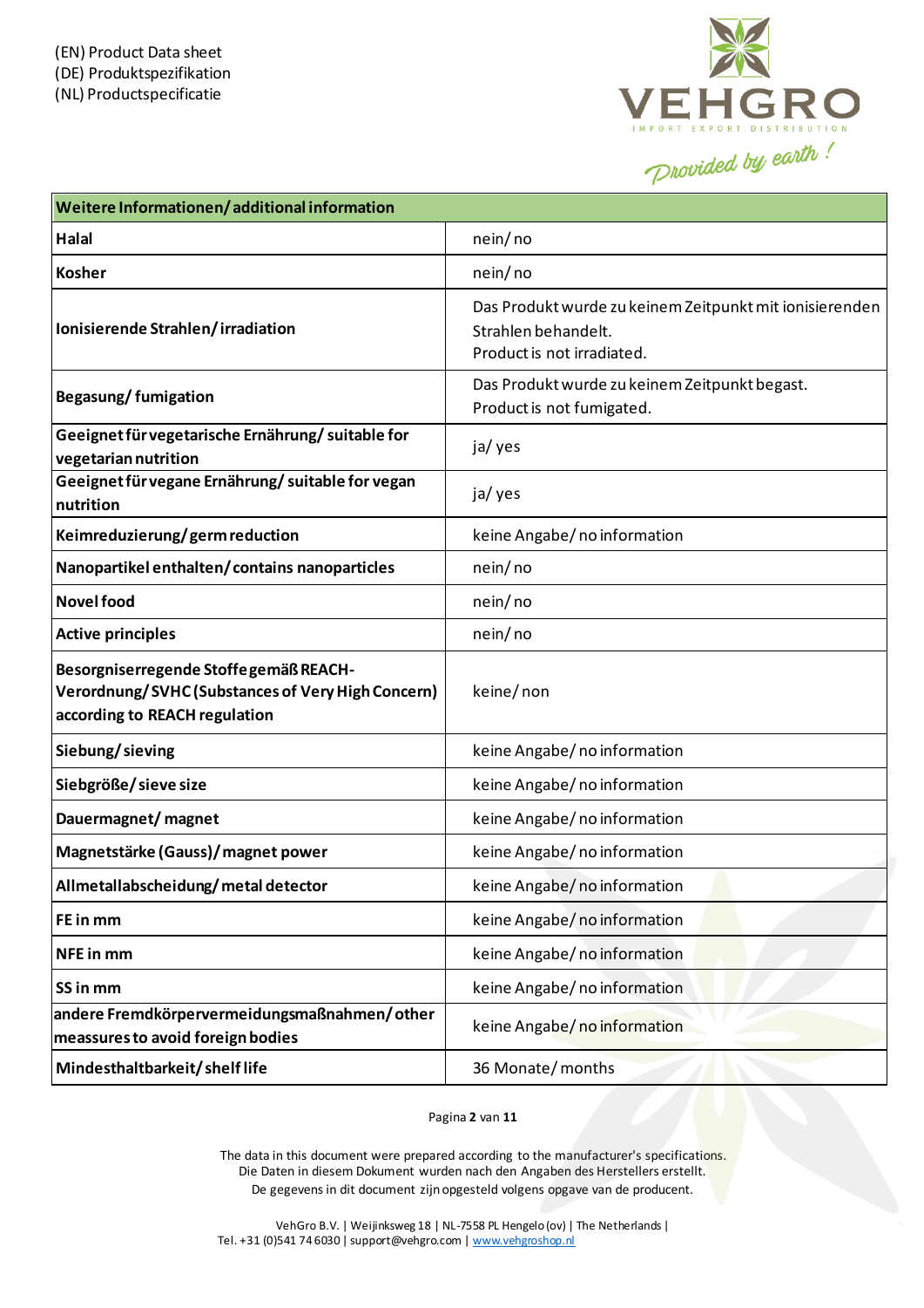(EN) Product Data sheet
(DE) Produktspezifikation
(NL) Productspecificatie

VEHGRO
IMPORT EXPORT DISTRIBUTION
Provided by earth !

| Weitere Informationen/ additional information | |
|---|---|
| **Halal** | nein/ no |
| **Kosher** | nein/ no |
| **Ionisierende Strahlen/ irradiation** | Das Produkt wurde zu keinem Zeitpunkt mit ionisierenden Strahlen behandelt. Product is not irradiated. |
| **Begasung/ fumigation** | Das Produkt wurde zu keinem Zeitpunkt begast. Product is not fumigated. |
| **Geeignet für vegetarische Ernährung/ suitable for vegetarian nutrition** | ja/ yes |
| **Geeignet für vegane Ernährung/ suitable for vegan nutrition** | ja/ yes |
| **Keimreduzierung/ germ reduction** | keine Angabe/ no information |
| **Nanopartikel enthalten/ contains nanoparticles** | nein/ no |
| **Novel food** | nein/ no |
| **Active principles** | nein/ no |
| **Besorgniserregende Stoffe gemäß REACH-Verordnung/ SVHC (Substances of Very High Concern) according to REACH regulation** | keine/ non |
| **Siebung/ sieving** | keine Angabe/ no information |
| **Siebgröße/ sieve size** | keine Angabe/ no information |
| **Dauermagnet/ magnet** | keine Angabe/ no information |
| **Magnetstärke (Gauss)/ magnet power** | keine Angabe/ no information |
| **Allmetallabscheidung/ metal detector** | keine Angabe/ no information |
| **FE in mm** | keine Angabe/ no information |
| **NFE in mm** | keine Angabe/ no information |
| **SS in mm** | keine Angabe/ no information |
| **andere Fremdkörpervermeidungsmaßnahmen/ other meassures to avoid foreign bodies** | keine Angabe/ no information |
| **Mindesthaltbarkeit/ shelf life** | 36 Monate/ months |

The data in this document were prepared according to the manufacturer's specifications.
Die Daten in diesem Dokument wurden nach den Angaben des Herstellers erstellt.
De gegevens in dit document zijn opgesteld volgens opgave van de producent.

VehGro B.V. | Weijinksweg 18 | NL-7558 PL Hengelo (ov) | The Netherlands |
Tel. +31 (0)541 74 6030 | support@vehgro.com | www.vehgroshop.nl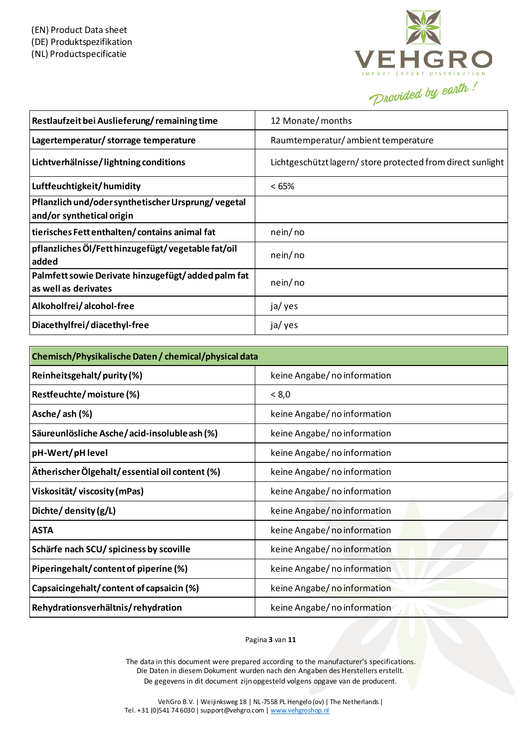(EN) Product Data sheet
(DE) Produktspezifikation
(NL) Productspecificatie

| | |
|---|---|
| **Restlaufzeit bei Auslieferung/ remaining time** | 12 Monate/ months |
| **Lagertemperatur/ storage temperature** | Raumtemperatur/ ambient temperature |
| **Lichtverhälnisse/ lightning conditions** | Lichtgeschützt lagern/ store protected from direct sunlight |
| **Luftfeuchtigkeit/ humidity** | < 65% |
| **Pflanzlich und/oder synthetischer Ursprung/ vegetal and/or synthetical origin** | |
| **tierisches Fett enthalten/ contains animal fat** | nein/ no |
| **pflanzliches Öl/Fett hinzugefügt/ vegetable fat/oil added** | nein/ no |
| **Palmfett sowie Derivate hinzugefügt/ added palm fat as well as derivates** | nein/ no |
| **Alkoholfrei/ alcohol-free** | ja/ yes |
| **Diacethylfrei/ diacethyl-free** | ja/ yes |

| **Chemisch/Physikalische Daten / chemical/physical data** | |
|---|---|
| **Reinheitsgehalt/ purity (%)** | keine Angabe/ no information |
| **Restfeuchte/ moisture (%)** | < 8,0 |
| **Asche/ ash (%)** | keine Angabe/ no information |
| **Säureunlösliche Asche/ acid-insoluble ash (%)** | keine Angabe/ no information |
| **pH-Wert/ pH level** | keine Angabe/ no information |
| **Ätherischer Ölgehalt/ essential oil content (%)** | keine Angabe/ no information |
| **Viskosität/ viscosity (mPas)** | keine Angabe/ no information |
| **Dichte/ density (g/L)** | keine Angabe/ no information |
| **ASTA** | keine Angabe/ no information |
| **Schärfe nach SCU/ spiciness by scoville** | keine Angabe/ no information |
| **Piperingehalt/ content of piperine (%)** | keine Angabe/ no information |
| **Capsaicingehalt/ content of capsaicin (%)** | keine Angabe/ no information |
| **Rehydrationsverhältnis/ rehydration** | keine Angabe/ no information |

The data in this document were prepared according to the manufacturer's specifications.
Die Daten in diesem Dokument wurden nach den Angaben des Herstellers erstellt.
De gegevens in dit document zijn opgesteld volgens opgave van de producent.

VehGro B.V. | Weijinksweg 18 | NL-7558 PL Hengelo (ov) | The Netherlands |
Tel. +31 (0)541 74 6030 | support@vehgro.com | www.vehgroshop.nl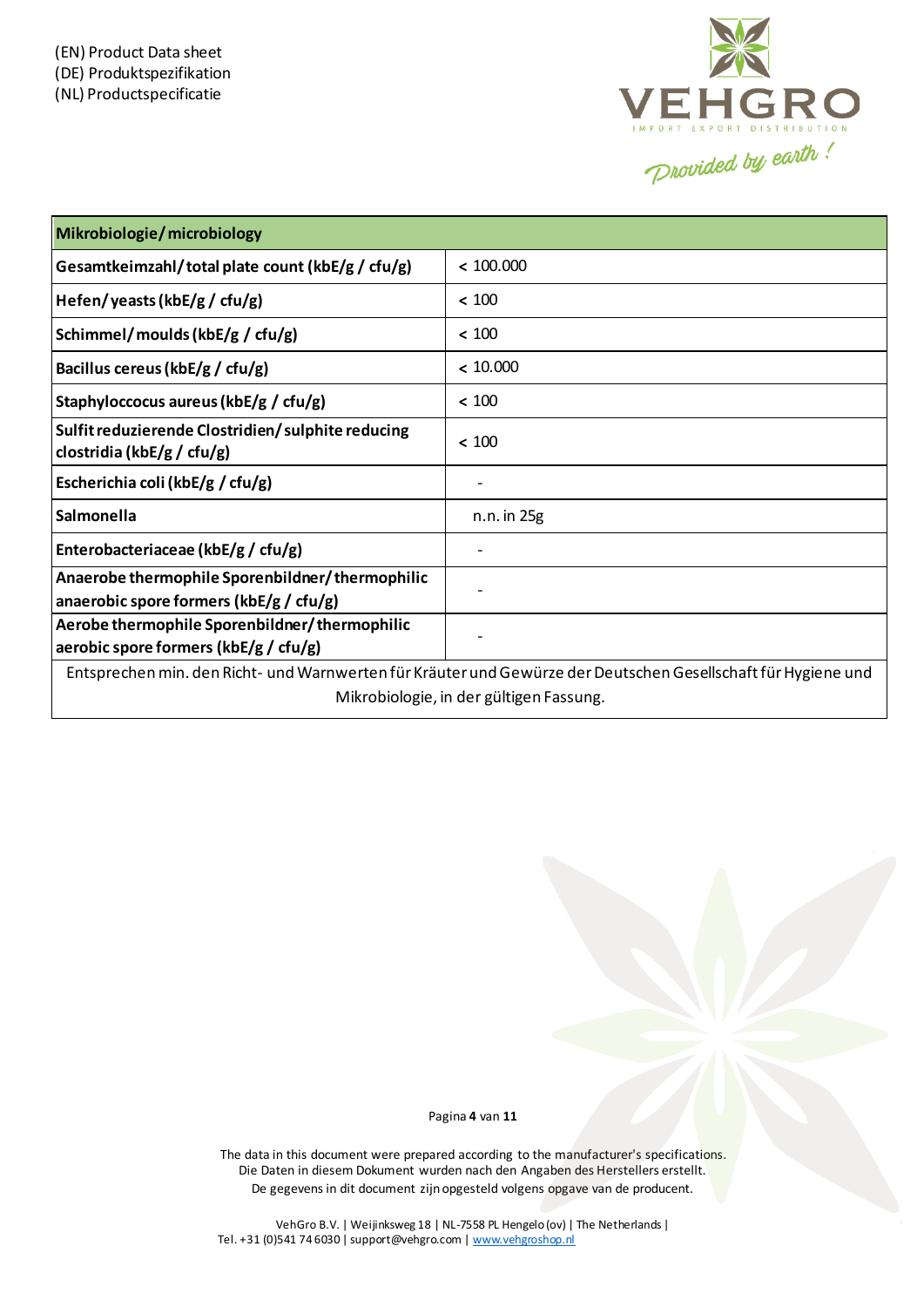| Mikrobiologie/ microbiology | |
|---|---|
| Gesamtkeimzahl/ total plate count (kbE/g / cfu/g) | < 100.000 |
| Hefen/ yeasts (kbE/g / cfu/g) | < 100 |
| Schimmel/ moulds (kbE/g / cfu/g) | < 100 |
| Bacillus cereus (kbE/g / cfu/g) | < 10.000 |
| Staphyloccocus aureus (kbE/g / cfu/g) | < 100 |
| Sulfit reduzierende Clostridien/ sulphite reducing clostridia (kbE/g / cfu/g) | < 100 |
| Escherichia coli (kbE/g / cfu/g) | - |
| Salmonella | n.n. in 25g |
| Enterobacteriaceae (kbE/g / cfu/g) | - |
| Anaerobe thermophile Sporenbildner/ thermophilic anaerobic spore formers (kbE/g / cfu/g) | - |
| Aerobe thermophile Sporenbildner/ thermophilic aerobic spore formers (kbE/g / cfu/g) | - |
| Entsprechen min. den Richt- und Warnwerten für Kräuter und Gewürze der Deutschen Gesellschaft für Hygiene und Mikrobiologie, in der gültigen Fassung. | |

The data in this document were prepared according to the manufacturer's specifications.
Die Daten in diesem Dokument wurden nach den Angaben des Herstellers erstellt.
De gegevens in dit document zijn opgesteld volgens opgave van de producent.

VehGro B.V. | Weijinksweg 18 | NL-7558 PL Hengelo (ov) | The Netherlands |
Tel. +31 (0)541 74 6030 | support@vehgro.com | www.vehgroshop.nl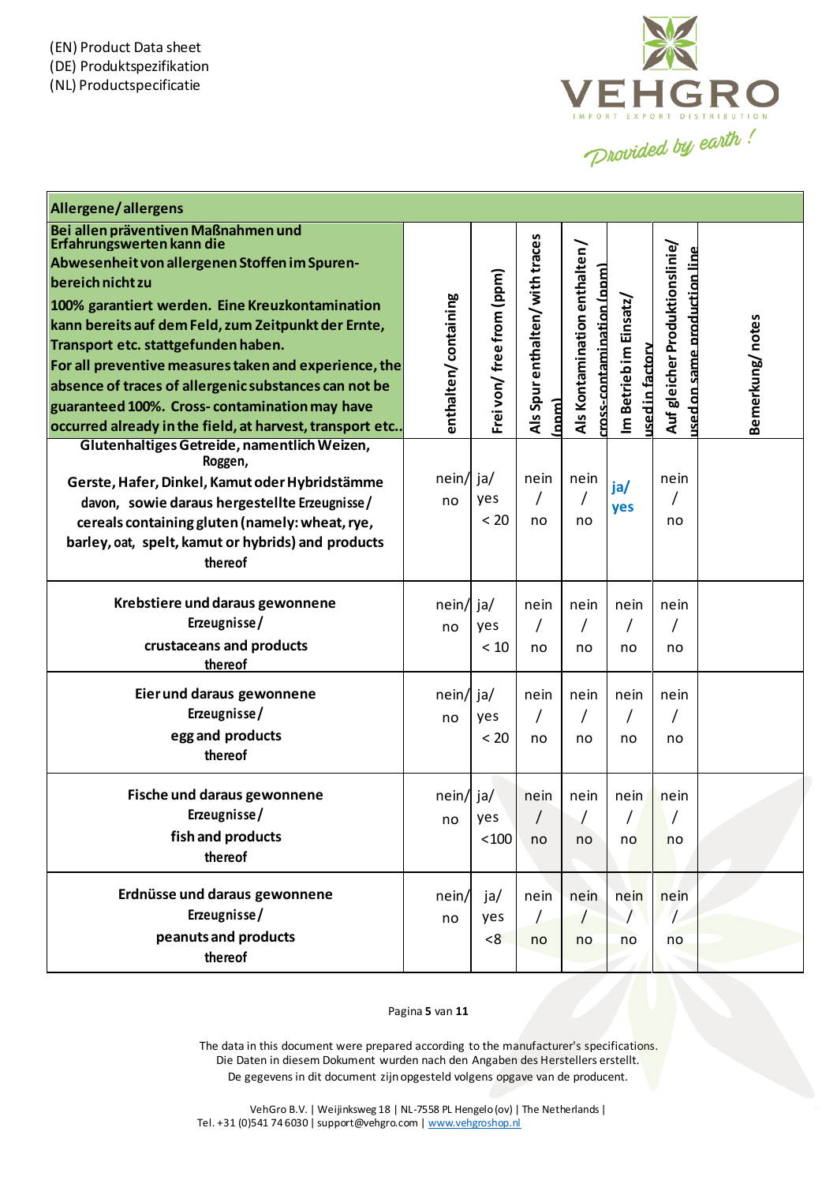(EN) Product Data sheet
(DE) Produktspezifikation
(NL) Productspecificatie

VEHGRO
IMPORT EXPORT DISTRIBUTION
Provided by earth !

| Allergene/ allergens | | | | | | | |
|---|---|---|---|---|---|---|---|
| **Bei allen präventiven Maßnahmen und Erfahrungswerten kann die Abwesenheit von allergenen Stoffen im Spuren-bereich nicht zu 100% garantiert werden. Eine Kreuzkontamination kann bereits auf dem Feld, zum Zeitpunkt der Ernte, Transport etc. stattgefunden haben. For all preventive measures taken and experience, the absence of traces of allergenic substances can not be guaranteed 100%. Cross- contamination may have occurred already in the field, at harvest, transport etc..** | **enthalten/ containing** | **Frei von/ free from (ppm)** | **Als Spur enthalten/ with traces (ppm)** | **Als Kontamination enthalten/ cross-contamination (ppm)** | **Im Betrieb im Einsatz/ used in factory** | **Auf gleicher Produktionslinie/ used on same production line** | **Bemerkung/ notes** |
| **Glutenhaltiges Getreide, namentlich Weizen, Roggen, Gerste, Hafer, Dinkel, Kamut oder Hybridstämme davon, sowie daraus hergestellte Erzeugnisse/ cereals containing gluten (namely: wheat, rye, barley, oat, spelt, kamut or hybrids) and products thereof** | nein/ no | ja/ yes < 20 | nein / no | nein / no | ja/ yes | nein / no | |
| **Krebstiere und daraus gewonnene Erzeugnisse/ crustaceans and products thereof** | nein/ no | ja/ yes < 10 | nein / no | nein / no | nein / no | nein / no | |
| **Eier und daraus gewonnene Erzeugnisse/ egg and products thereof** | nein/ no | ja/ yes < 20 | nein / no | nein / no | nein / no | nein / no | |
| **Fische und daraus gewonnene Erzeugnisse/ fish and products thereof** | nein/ no | ja/ yes <100 | nein / no | nein / no | nein / no | nein / no | |
| **Erdnüsse und daraus gewonnene Erzeugnisse/ peanuts and products thereof** | nein/ no | ja/ yes <8 | nein / no | nein / no | nein / no | nein / no | |

The data in this document were prepared according to the manufacturer's specifications.
Die Daten in diesem Dokument wurden nach den Angaben des Herstellers erstellt.
De gegevens in dit document zijn opgesteld volgens opgave van de producent.

VehGro B.V. | Weijinksweg 18 | NL-7558 PL Hengelo (ov) | The Netherlands |
Tel. +31 (0)541 74 6030 | support@vehgro.com | www.vehgroshop.nl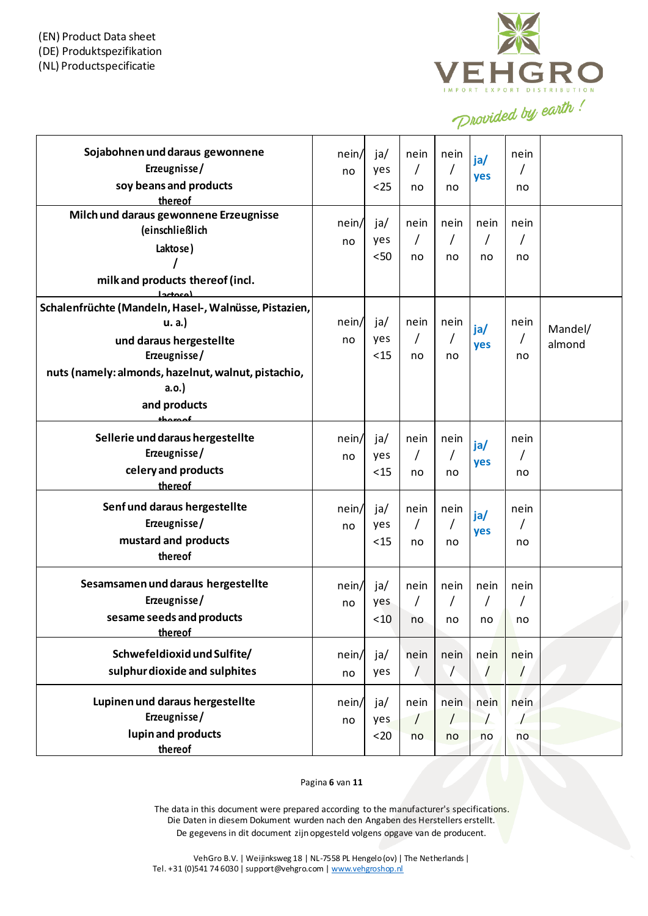(EN) Product Data sheet
(DE) Produktspezifikation
(NL) Productspecificatie

| | | | | | | | |
|---|---|---|---|---|---|---|---|
| **Sojabohnen und daraus gewonnene Erzeugnisse / soy beans and products thereof** | nein/ no | ja/ yes <25 | nein / no | nein / no | **ja/ yes** | nein / no | |
| **Milch und daraus gewonnene Erzeugnisse (einschließlich Laktose) / milk and products thereof (incl. lactose)** | nein/ no | ja/ yes <50 | nein / no | nein / no | nein / no | nein / no | |
| **Schalenfrüchte (Mandeln, Hasel-, Walnüsse, Pistazien, u. a.) und daraus hergestellte Erzeugnisse / nuts (namely: almonds, hazelnut, walnut, pistachio, a.o.) and products thereof** | nein/ no | ja/ yes <15 | nein / no | nein / no | **ja/ yes** | nein / no | Mandel/ almond |
| **Sellerie und daraus hergestellte Erzeugnisse / celery and products thereof** | nein/ no | ja/ yes <15 | nein / no | nein / no | **ja/ yes** | nein / no | |
| **Senf und daraus hergestellte Erzeugnisse / mustard and products thereof** | nein/ no | ja/ yes <15 | nein / no | nein / no | **ja/ yes** | nein / no | |
| **Sesamsamen und daraus hergestellte Erzeugnisse / sesame seeds and products thereof** | nein/ no | ja/ yes <10 | nein / no | nein / no | nein / no | nein / no | |
| **Schwefeldioxid und Sulfite/ sulphur dioxide and sulphites** | nein/ no | ja/ yes | nein / | nein / | nein / | nein / | |
| **Lupinen und daraus hergestellte Erzeugnisse / lupin and products thereof** | nein/ no | ja/ yes <20 | nein / no | nein / no | nein / no | nein / no | |

The data in this document were prepared according to the manufacturer's specifications.
Die Daten in diesem Dokument wurden nach den Angaben des Herstellers erstellt.
De gegevens in dit document zijn opgesteld volgens opgave van de producent.

VehGro B.V. | Weijinksweg 18 | NL-7558 PL Hengelo (ov) | The Netherlands |
Tel. +31 (0)541 74 6030 | support@vehgro.com | www.vehgroshop.nl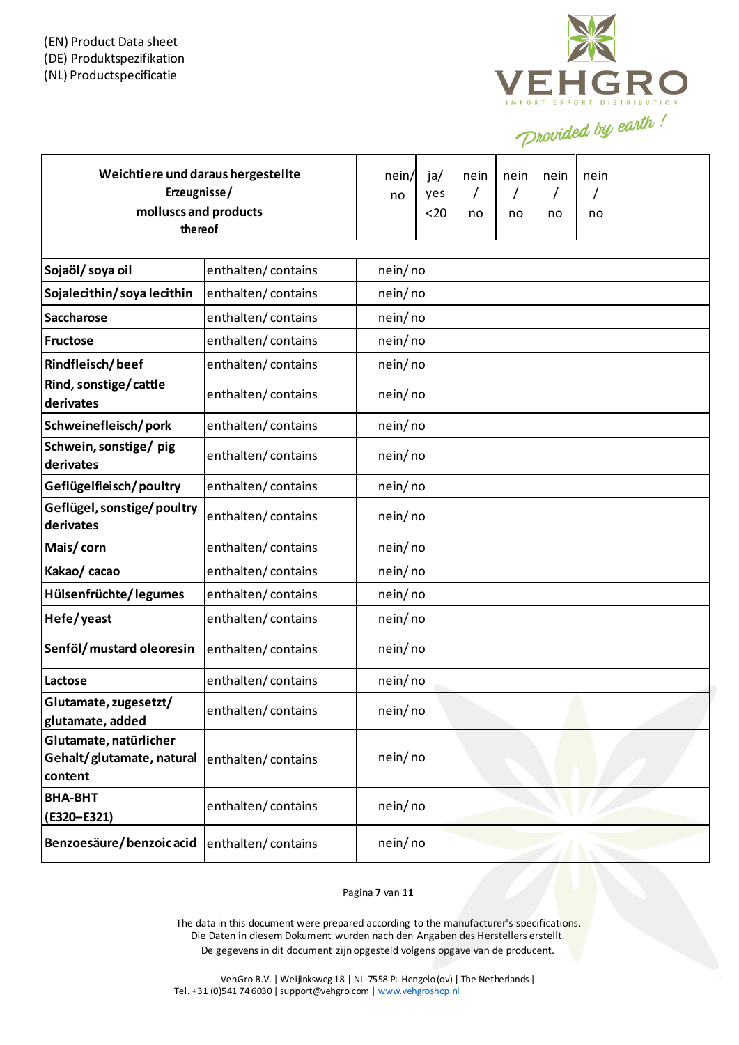(EN) Product Data sheet
(DE) Produktspezifikation
(NL) Productspecificatie

| Weichtiere und daraus hergestellte Erzeugnisse / molluscs and products thereof | | nein/ no | ja/ yes <20 | nein / no | nein / no | nein / no | nein / no | |
|---|---|---|---|---|---|---|---|---|
| | | | | | | | | |
| Sojaöl/ soya oil | enthalten/ contains | nein/ no | | | | | | |
| Sojalecithin/ soya lecithin | enthalten/ contains | nein/ no | | | | | | |
| Saccharose | enthalten/ contains | nein/ no | | | | | | |
| Fructose | enthalten/ contains | nein/ no | | | | | | |
| Rindfleisch/ beef | enthalten/ contains | nein/ no | | | | | | |
| Rind, sonstige/ cattle derivates | enthalten/ contains | nein/ no | | | | | | |
| Schweinefleisch/ pork | enthalten/ contains | nein/ no | | | | | | |
| Schwein, sonstige/ pig derivates | enthalten/ contains | nein/ no | | | | | | |
| Geflügelfleisch/ poultry | enthalten/ contains | nein/ no | | | | | | |
| Geflügel, sonstige/ poultry derivates | enthalten/ contains | nein/ no | | | | | | |
| Mais/ corn | enthalten/ contains | nein/ no | | | | | | |
| Kakao/ cacao | enthalten/ contains | nein/ no | | | | | | |
| Hülsenfrüchte/ legumes | enthalten/ contains | nein/ no | | | | | | |
| Hefe/ yeast | enthalten/ contains | nein/ no | | | | | | |
| Senföl/ mustard oleoresin | enthalten/ contains | nein/ no | | | | | | |
| Lactose | enthalten/ contains | nein/ no | | | | | | |
| Glutamate, zugesetzt/ glutamate, added | enthalten/ contains | nein/ no | | | | | | |
| Glutamate, natürlicher Gehalt/ glutamate, natural content | enthalten/ contains | nein/ no | | | | | | |
| BHA-BHT (E320–E321) | enthalten/ contains | nein/ no | | | | | | |
| Benzoesäure/ benzoic acid | enthalten/ contains | nein/ no | | | | | | |

The data in this document were prepared according to the manufacturer's specifications.
Die Daten in diesem Dokument wurden nach den Angaben des Herstellers erstellt.
De gegevens in dit document zijn opgesteld volgens opgave van de producent.

VehGro B.V. | Weijinksweg 18 | NL-7558 PL Hengelo (ov) | The Netherlands |
Tel. +31 (0)541 74 6030 | support@vehgro.com | www.vehgroshop.nl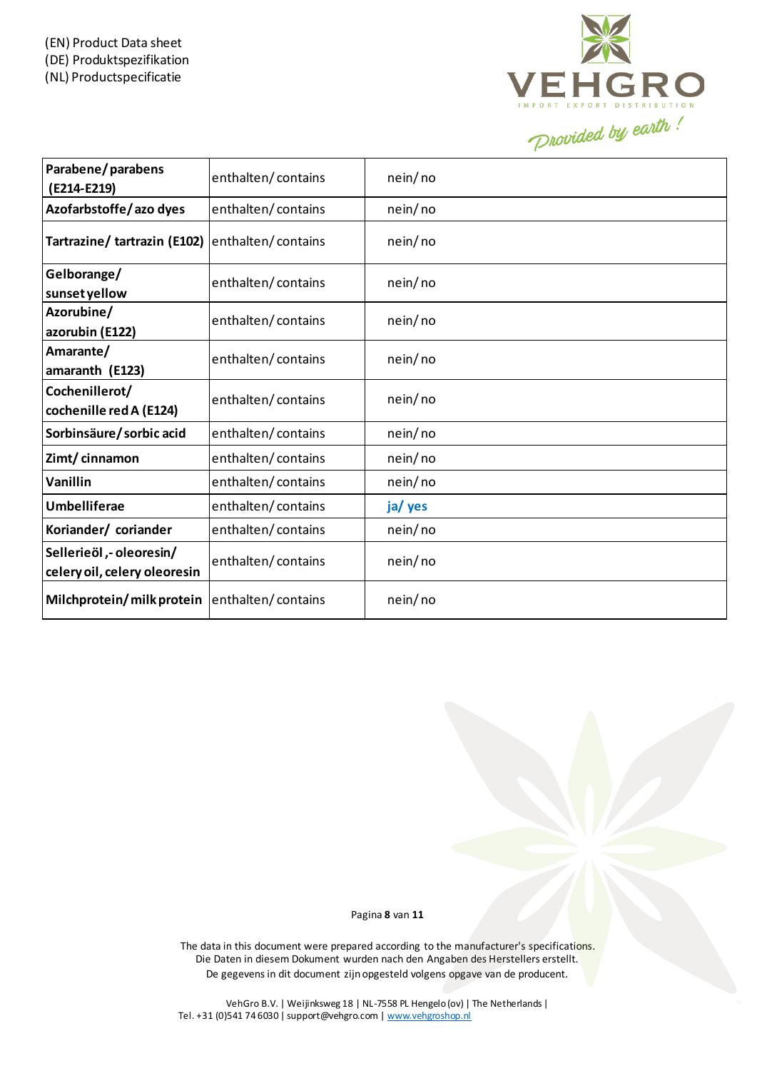(EN) Product Data sheet
(DE) Produktspezifikation
(NL) Productspecificatie

| | | |
|---|---|---|
| **Parabene/ parabens (E214-E219)** | enthalten/ contains | nein/ no |
| **Azofarbstoffe/ azo dyes** | enthalten/ contains | nein/ no |
| **Tartrazine/ tartrazin (E102)** | enthalten/ contains | nein/ no |
| **Gelborange/ sunset yellow** | enthalten/ contains | nein/ no |
| **Azorubine/ azorubin (E122)** | enthalten/ contains | nein/ no |
| **Amarante/ amaranth (E123)** | enthalten/ contains | nein/ no |
| **Cochenillerot/ cochenille red A (E124)** | enthalten/ contains | nein/ no |
| **Sorbinsäure/ sorbic acid** | enthalten/ contains | nein/ no |
| **Zimt/ cinnamon** | enthalten/ contains | nein/ no |
| **Vanillin** | enthalten/ contains | nein/ no |
| **Umbelliferae** | enthalten/ contains | **ja/ yes** |
| **Koriander/ coriander** | enthalten/ contains | nein/ no |
| **Sellerieöl ,- oleoresin/ celery oil, celery oleoresin** | enthalten/ contains | nein/ no |
| **Milchprotein/ milk protein** | enthalten/ contains | nein/ no |

The data in this document were prepared according to the manufacturer's specifications.
Die Daten in diesem Dokument wurden nach den Angaben des Herstellers erstellt.
De gegevens in dit document zijn opgesteld volgens opgave van de producent.

VehGro B.V. | Weijinksweg 18 | NL-7558 PL Hengelo (ov) | The Netherlands |
Tel. +31 (0)541 74 6030 | support@vehgro.com | www.vehgroshop.nl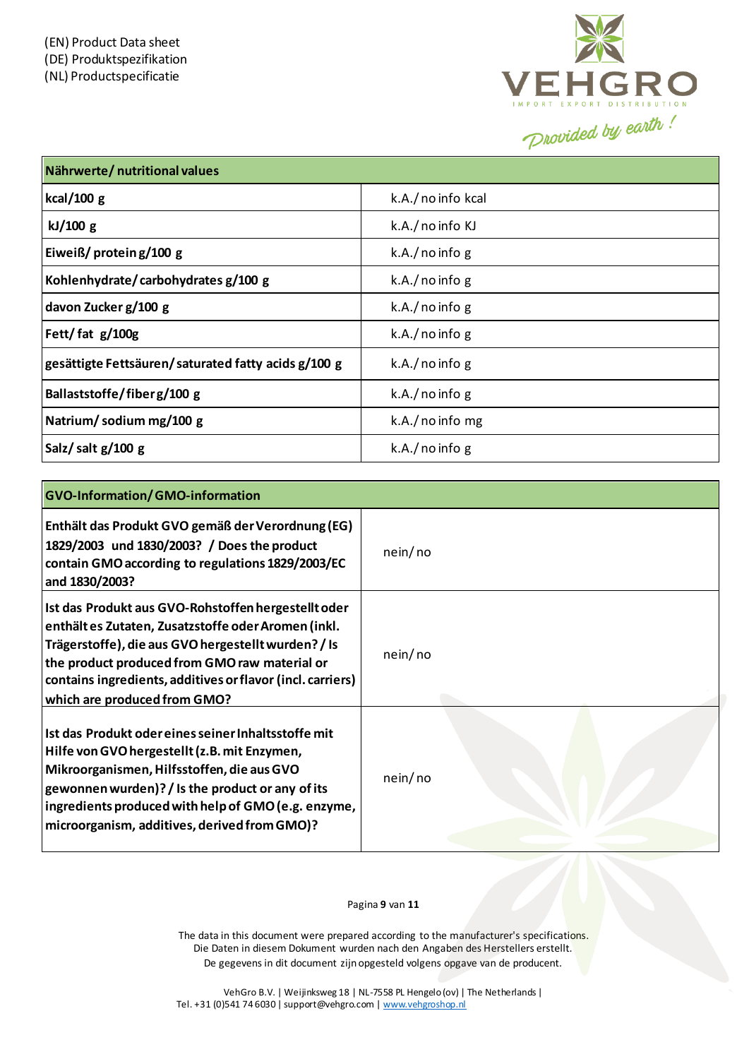| Nährwerte/ nutritional values | |
|---|---|
| kcal/100 g | k.A./ no info kcal |
| kJ/100 g | k.A./ no info KJ |
| Eiweiß/ protein g/100 g | k.A./ no info g |
| Kohlenhydrate/ carbohydrates g/100 g | k.A./ no info g |
| davon Zucker g/100 g | k.A./ no info g |
| Fett/ fat g/100g | k.A./ no info g |
| gesättigte Fettsäuren/ saturated fatty acids g/100 g | k.A./ no info g |
| Ballaststoffe/ fiber g/100 g | k.A./ no info g |
| Natrium/ sodium mg/100 g | k.A./ no info mg |
| Salz/ salt g/100 g | k.A./ no info g |

| GVO-Information/ GMO-information | |
|---|---|
| Enthält das Produkt GVO gemäß der Verordnung (EG) 1829/2003 und 1830/2003? / Does the product contain GMO according to regulations 1829/2003/EC and 1830/2003? | nein/ no |
| Ist das Produkt aus GVO-Rohstoffen hergestellt oder enthält es Zutaten, Zusatzstoffe oder Aromen (inkl. Trägerstoffe), die aus GVO hergestellt wurden? / Is the product produced from GMO raw material or contains ingredients, additives or flavor (incl. carriers) which are produced from GMO? | nein/ no |
| Ist das Produkt oder eines seiner Inhaltsstoffe mit Hilfe von GVO hergestellt (z.B. mit Enzymen, Mikroorganismen, Hilfsstoffen, die aus GVO gewonnen wurden)? / Is the product or any of its ingredients produced with help of GMO (e.g. enzyme, microorganism, additives, derived from GMO)? | nein/ no |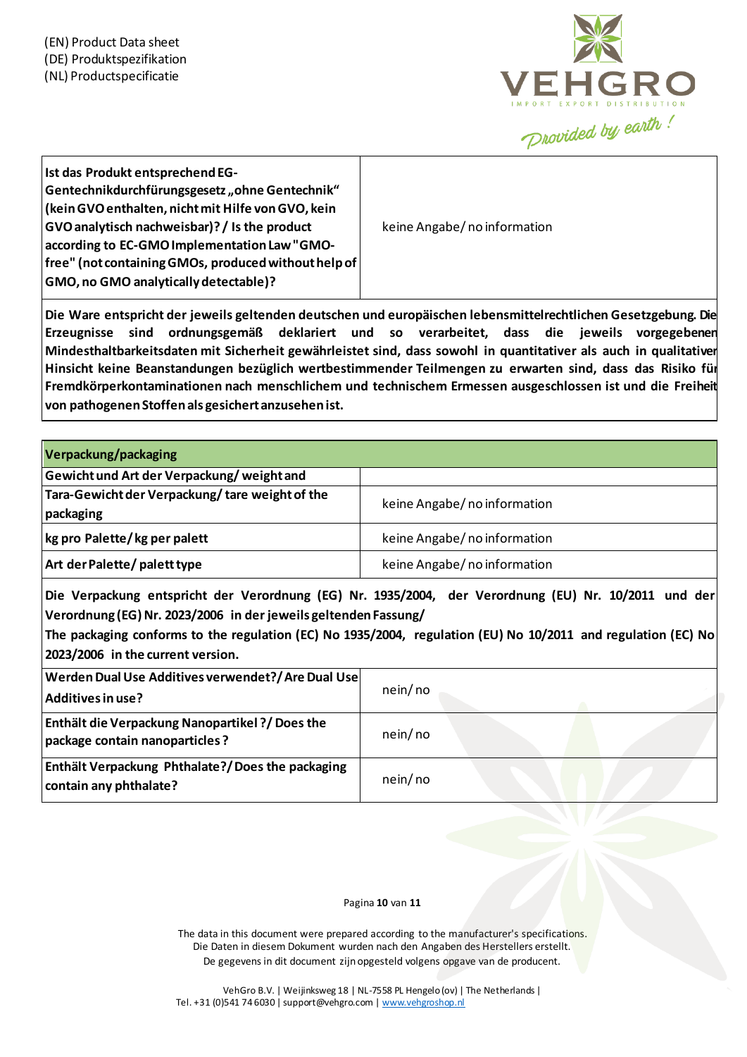(EN) Product Data sheet
(DE) Produktspezifikation
(NL) Productspecificatie

| **Ist das Produkt entsprechend EG-Gentechnikdurchführungsgesetz „ohne Gentechnik" (kein GVO enthalten, nicht mit Hilfe von GVO, kein GVO analytisch nachweisbar)? / Is the product according to EC-GMO Implementation Law "GMO-free" (not containing GMOs, produced without help of GMO, no GMO analytically detectable)?** | keine Angabe/ no information |
|---|---|

**Die Ware entspricht der jeweils geltenden deutschen und europäischen lebensmittelrechtlichen Gesetzgebung. Die Erzeugnisse sind ordnungsgemäß deklariert und so verarbeitet, dass die jeweils vorgegebenen Mindesthaltbarkeitsdaten mit Sicherheit gewährleistet sind, dass sowohl in quantitativer als auch in qualitativer Hinsicht keine Beanstandungen bezüglich wertbestimmender Teilmengen zu erwarten sind, dass das Risiko für Fremdkörperkontaminationen nach menschlichem und technischem Ermessen ausgeschlossen ist und die Freiheit von pathogenen Stoffen als gesichert anzusehen ist.**

| **Verpackung/packaging** | |
|---|---|
| **Gewicht und Art der Verpackung/ weight and** | |
| **Tara-Gewicht der Verpackung/ tare weight of the packaging** | keine Angabe/ no information |
| **kg pro Palette/ kg per palett** | keine Angabe/ no information |
| **Art der Palette/ palett type** | keine Angabe/ no information |

**Die Verpackung entspricht der Verordnung (EG) Nr. 1935/2004, der Verordnung (EU) Nr. 10/2011 und der Verordnung (EG) Nr. 2023/2006 in der jeweils geltenden Fassung/**
**The packaging conforms to the regulation (EC) No 1935/2004, regulation (EU) No 10/2011 and regulation (EC) No 2023/2006 in the current version.**

| **Werden Dual Use Additives verwendet?/ Are Dual Use Additives in use?** | nein/ no |
|---|---|
| **Enthält die Verpackung Nanopartikel ?/ Does the package contain nanoparticles ?** | nein/ no |
| **Enthält Verpackung Phthalate?/ Does the packaging contain any phthalate?** | nein/ no |

The data in this document were prepared according to the manufacturer's specifications.
Die Daten in diesem Dokument wurden nach den Angaben des Herstellers erstellt.
De gegevens in dit document zijn opgesteld volgens opgave van de producent.

VehGro B.V. | Weijinksweg 18 | NL-7558 PL Hengelo (ov) | The Netherlands |
Tel. +31 (0)541 74 6030 | support@vehgro.com | www.vehgroshop.nl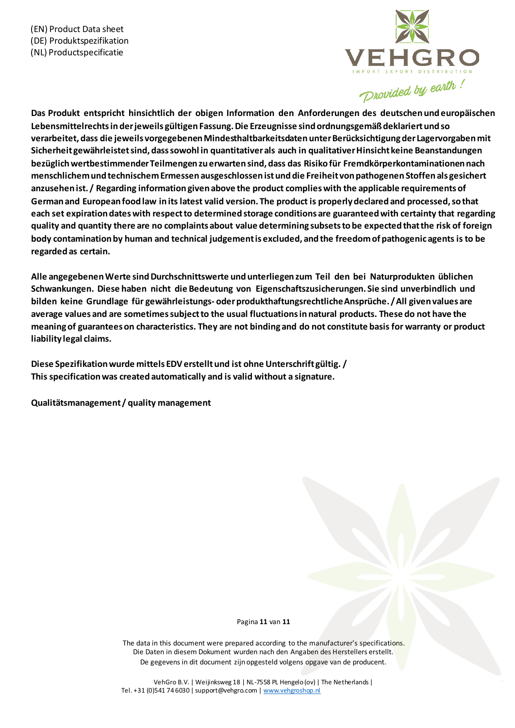**Das Produkt entspricht hinsichtlich der obigen Information den Anforderungen des deutschen und europäischen Lebensmittelrechts in der jeweils gültigen Fassung. Die Erzeugnisse sind ordnungsgemäß deklariert und so verarbeitet, dass die jeweils vorgegebenen Mindesthaltbarkeitsdaten unter Berücksichtigung der Lagervorgaben mit Sicherheit gewährleistet sind, dass sowohl in quantitativer als auch in qualitativer Hinsicht keine Beanstandungen bezüglich wertbestimmender Teilmengen zu erwarten sind, dass das Risiko für Fremdkörperkontaminationen nach menschlichem und technischem Ermessen ausgeschlossen ist und die Freiheit von pathogenen Stoffen als gesichert anzusehen ist. / Regarding information given above the product complies with the applicable requirements of German and European food law in its latest valid version. The product is properly declared and processed, so that each set expiration dates with respect to determined storage conditions are guaranteed with certainty that regarding quality and quantity there are no complaints about value determining subsets to be expected that the risk of foreign body contamination by human and technical judgement is excluded, and the freedom of pathogenic agents is to be regarded as certain.**

**Alle angegebenen Werte sind Durchschnittswerte und unterliegen zum Teil den bei Naturprodukten üblichen Schwankungen. Diese haben nicht die Bedeutung von Eigenschaftszusicherungen. Sie sind unverbindlich und bilden keine Grundlage für gewährleistungs- oder produkthaftungsrechtliche Ansprüche. / All given values are average values and are sometimes subject to the usual fluctuations in natural products. These do not have the meaning of guarantees on characteristics. They are not binding and do not constitute basis for warranty or product liability legal claims.**

**Diese Spezifikation wurde mittels EDV erstellt und ist ohne Unterschrift gültig. /
This specification was created automatically and is valid without a signature.**

**Qualitätsmanagement / quality management**